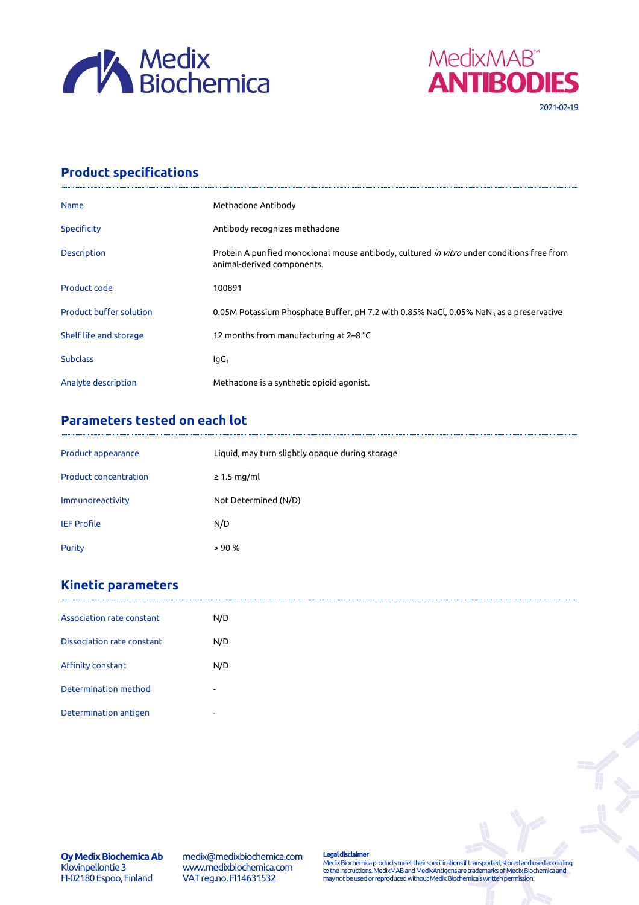Medix Biochemica

MedixMAB™ ANTIBODIES

2021-02-19

## Product specifications

| | |
|---|---|
| Name | Methadone Antibody |
| Specificity | Antibody recognizes methadone |
| Description | Protein A purified monoclonal mouse antibody, cultured *in vitro* under conditions free from animal-derived components. |
| Product code | 100891 |
| Product buffer solution | 0.05M Potassium Phosphate Buffer, pH 7.2 with 0.85% NaCl, 0.05% $NaN_3$ as a preservative |
| Shelf life and storage | 12 months from manufacturing at 2–8 °C |
| Subclass | $IgG_1$ |
| Analyte description | Methadone is a synthetic opioid agonist. |

## Parameters tested on each lot

| | |
|---|---|
| Product appearance | Liquid, may turn slightly opaque during storage |
| Product concentration | ≥ 1.5 mg/ml |
| Immunoreactivity | Not Determined (N/D) |
| IEF Profile | N/D |
| Purity | > 90 % |

## Kinetic parameters

| | |
|---|---|
| Association rate constant | N/D |
| Dissociation rate constant | N/D |
| Affinity constant | N/D |
| Determination method | - |
| Determination antigen | - |

**Oy Medix Biochemica Ab**
Klovinpellontie 3
FI-02180 Espoo, Finland

medix@medixbiochemica.com
www.medixbiochemica.com
VAT reg.no. FI14631532

**Legal disclaimer**
Medix Biochemica products meet their specifications if transported, stored and used according to the instructions. MedixMAB and MedixAntigens are trademarks of Medix Biochemica and may not be used or reproduced without Medix Biochemica's written permission.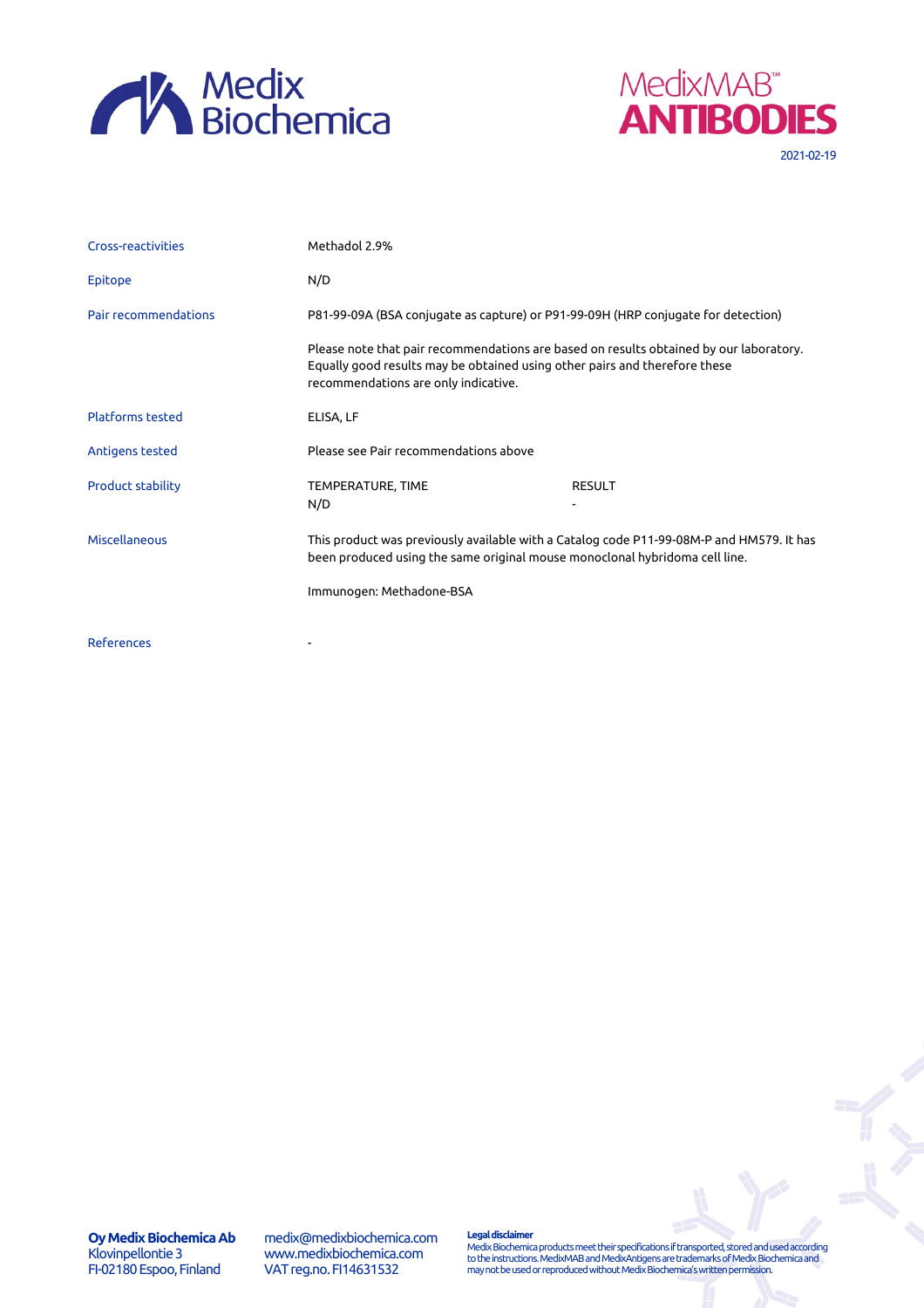| | |
|---|---|
| Cross-reactivities | Methadol 2.9% |
| Epitope | N/D |
| Pair recommendations | P81-99-09A (BSA conjugate as capture) or P91-99-09H (HRP conjugate for detection)<br><br>Please note that pair recommendations are based on results obtained by our laboratory. Equally good results may be obtained using other pairs and therefore these recommendations are only indicative. |
| Platforms tested | ELISA, LF |
| Antigens tested | Please see Pair recommendations above |
| Product stability | TEMPERATURE, TIME: N/D — RESULT: - |
| Miscellaneous | This product was previously available with a Catalog code P11-99-08M-P and HM579. It has been produced using the same original mouse monoclonal hybridoma cell line.<br><br>Immunogen: Methadone-BSA |
| References | - |

**Oy Medix Biochemica Ab**
Klovinpellontie 3
FI-02180 Espoo, Finland

medix@medixbiochemica.com
www.medixbiochemica.com
VAT reg.no. FI14631532

**Legal disclaimer**
Medix Biochemica products meet their specifications if transported, stored and used according to the instructions. MedixMAB and MedixAntigens are trademarks of Medix Biochemica and may not be used or reproduced without Medix Biochemica's written permission.